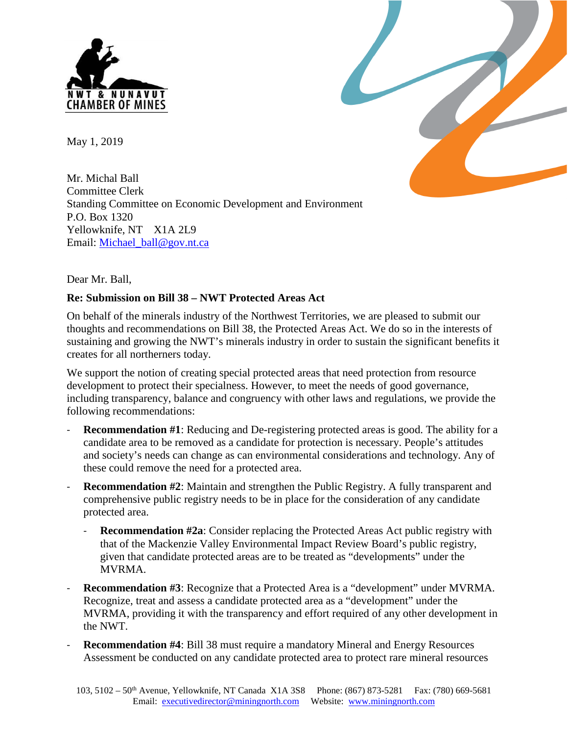NWT & NUNAVUT
CHAMBER OF MINES

May 1, 2019

Mr. Michal Ball
Committee Clerk
Standing Committee on Economic Development and Environment
P.O. Box 1320
Yellowknife, NT X1A 2L9
Email: Michael_ball@gov.nt.ca

Dear Mr. Ball,

**Re: Submission on Bill 38 – NWT Protected Areas Act**

On behalf of the minerals industry of the Northwest Territories, we are pleased to submit our thoughts and recommendations on Bill 38, the Protected Areas Act. We do so in the interests of sustaining and growing the NWT's minerals industry in order to sustain the significant benefits it creates for all northerners today.

We support the notion of creating special protected areas that need protection from resource development to protect their specialness. However, to meet the needs of good governance, including transparency, balance and congruency with other laws and regulations, we provide the following recommendations:

- **Recommendation #1**: Reducing and De-registering protected areas is good. The ability for a candidate area to be removed as a candidate for protection is necessary. People's attitudes and society's needs can change as can environmental considerations and technology. Any of these could remove the need for a protected area.
- **Recommendation #2**: Maintain and strengthen the Public Registry. A fully transparent and comprehensive public registry needs to be in place for the consideration of any candidate protected area.
  - **Recommendation #2a**: Consider replacing the Protected Areas Act public registry with that of the Mackenzie Valley Environmental Impact Review Board's public registry, given that candidate protected areas are to be treated as "developments" under the MVRMA.
- **Recommendation #3**: Recognize that a Protected Area is a "development" under MVRMA. Recognize, treat and assess a candidate protected area as a "development" under the MVRMA, providing it with the transparency and effort required of any other development in the NWT.
- **Recommendation #4**: Bill 38 must require a mandatory Mineral and Energy Resources Assessment be conducted on any candidate protected area to protect rare mineral resources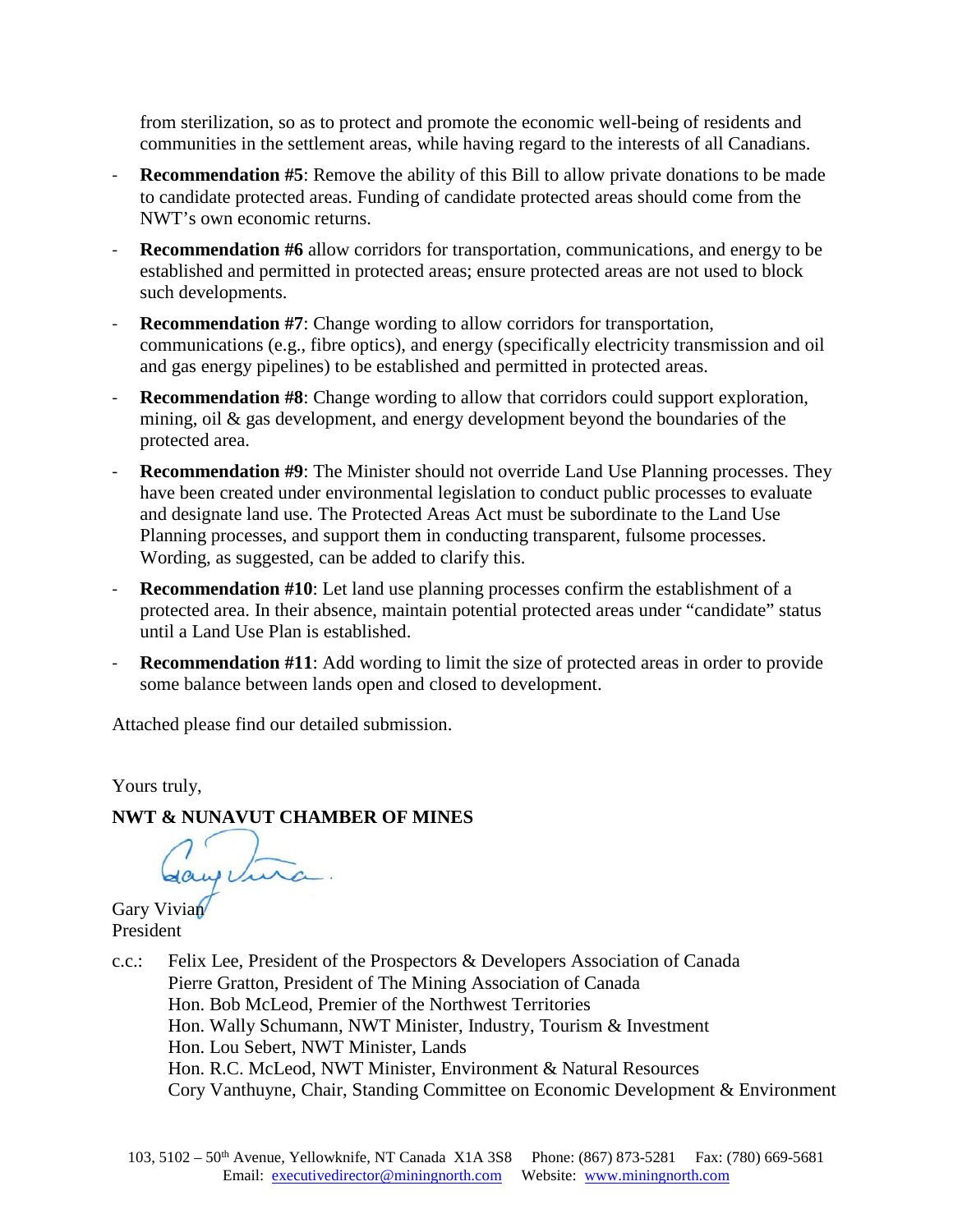from sterilization, so as to protect and promote the economic well-being of residents and communities in the settlement areas, while having regard to the interests of all Canadians.

- **Recommendation #5**: Remove the ability of this Bill to allow private donations to be made to candidate protected areas. Funding of candidate protected areas should come from the NWT's own economic returns.
- **Recommendation #6** allow corridors for transportation, communications, and energy to be established and permitted in protected areas; ensure protected areas are not used to block such developments.
- **Recommendation #7**: Change wording to allow corridors for transportation, communications (e.g., fibre optics), and energy (specifically electricity transmission and oil and gas energy pipelines) to be established and permitted in protected areas.
- **Recommendation #8**: Change wording to allow that corridors could support exploration, mining, oil & gas development, and energy development beyond the boundaries of the protected area.
- **Recommendation #9**: The Minister should not override Land Use Planning processes. They have been created under environmental legislation to conduct public processes to evaluate and designate land use. The Protected Areas Act must be subordinate to the Land Use Planning processes, and support them in conducting transparent, fulsome processes. Wording, as suggested, can be added to clarify this.
- **Recommendation #10**: Let land use planning processes confirm the establishment of a protected area. In their absence, maintain potential protected areas under "candidate" status until a Land Use Plan is established.
- **Recommendation #11**: Add wording to limit the size of protected areas in order to provide some balance between lands open and closed to development.

Attached please find our detailed submission.

Yours truly,

**NWT & NUNAVUT CHAMBER OF MINES**

Gary Vivian
President

c.c.: Felix Lee, President of the Prospectors & Developers Association of Canada
Pierre Gratton, President of The Mining Association of Canada
Hon. Bob McLeod, Premier of the Northwest Territories
Hon. Wally Schumann, NWT Minister, Industry, Tourism & Investment
Hon. Lou Sebert, NWT Minister, Lands
Hon. R.C. McLeod, NWT Minister, Environment & Natural Resources
Cory Vanthuyne, Chair, Standing Committee on Economic Development & Environment

103, 5102 – 50th Avenue, Yellowknife, NT Canada X1A 3S8 Phone: (867) 873-5281 Fax: (780) 669-5681
Email: executivedirector@miningnorth.com Website: www.miningnorth.com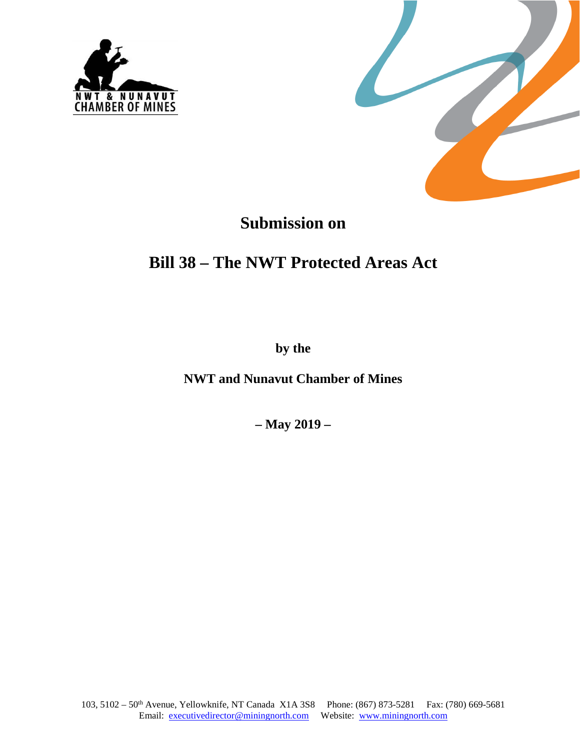# Submission on

# Bill 38 – The NWT Protected Areas Act

**by the**

**NWT and Nunavut Chamber of Mines**

**– May 2019 –**

103, 5102 – 50th Avenue, Yellowknife, NT Canada X1A 3S8 Phone: (867) 873-5281 Fax: (780) 669-5681
Email: executivedirector@miningnorth.com Website: www.miningnorth.com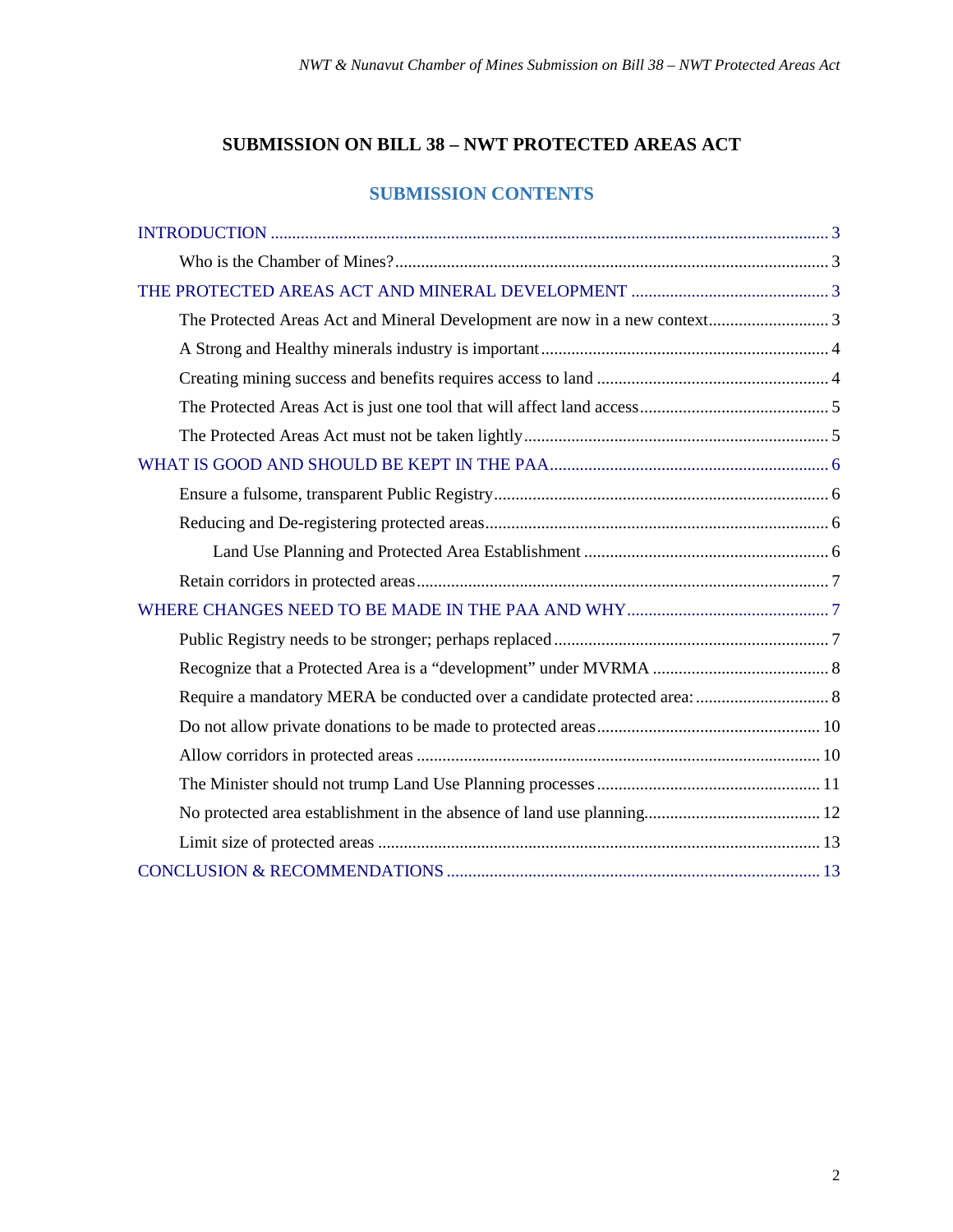## SUBMISSION ON BILL 38 – NWT PROTECTED AREAS ACT

### SUBMISSION CONTENTS

- INTRODUCTION ........ 3
  - Who is the Chamber of Mines? ........ 3
- THE PROTECTED AREAS ACT AND MINERAL DEVELOPMENT ........ 3
  - The Protected Areas Act and Mineral Development are now in a new context ........ 3
  - A Strong and Healthy minerals industry is important ........ 4
  - Creating mining success and benefits requires access to land ........ 4
  - The Protected Areas Act is just one tool that will affect land access ........ 5
  - The Protected Areas Act must not be taken lightly ........ 5
- WHAT IS GOOD AND SHOULD BE KEPT IN THE PAA ........ 6
  - Ensure a fulsome, transparent Public Registry ........ 6
  - Reducing and De-registering protected areas ........ 6
    - Land Use Planning and Protected Area Establishment ........ 6
  - Retain corridors in protected areas ........ 7
- WHERE CHANGES NEED TO BE MADE IN THE PAA AND WHY ........ 7
  - Public Registry needs to be stronger; perhaps replaced ........ 7
  - Recognize that a Protected Area is a "development" under MVRMA ........ 8
  - Require a mandatory MERA be conducted over a candidate protected area: ........ 8
  - Do not allow private donations to be made to protected areas ........ 10
  - Allow corridors in protected areas ........ 10
  - The Minister should not trump Land Use Planning processes ........ 11
  - No protected area establishment in the absence of land use planning ........ 12
  - Limit size of protected areas ........ 13
- CONCLUSION & RECOMMENDATIONS ........ 13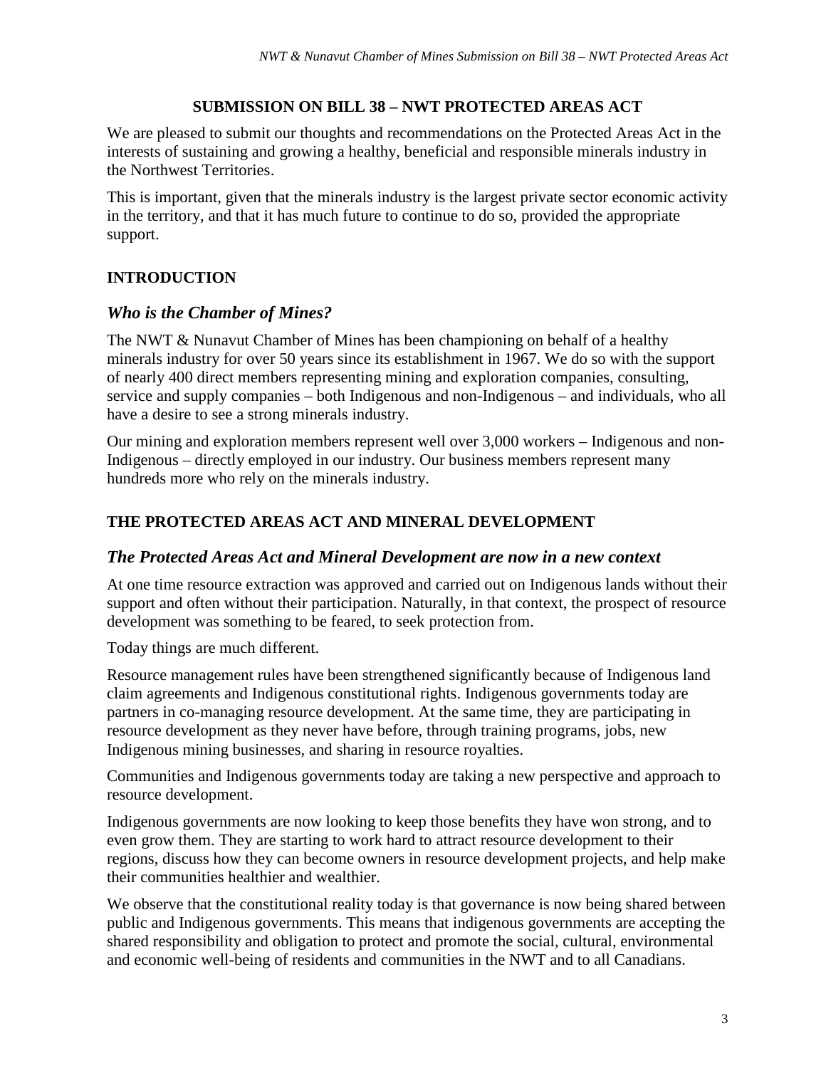## SUBMISSION ON BILL 38 – NWT PROTECTED AREAS ACT

We are pleased to submit our thoughts and recommendations on the Protected Areas Act in the interests of sustaining and growing a healthy, beneficial and responsible minerals industry in the Northwest Territories.

This is important, given that the minerals industry is the largest private sector economic activity in the territory, and that it has much future to continue to do so, provided the appropriate support.

## INTRODUCTION

### *Who is the Chamber of Mines?*

The NWT & Nunavut Chamber of Mines has been championing on behalf of a healthy minerals industry for over 50 years since its establishment in 1967. We do so with the support of nearly 400 direct members representing mining and exploration companies, consulting, service and supply companies – both Indigenous and non-Indigenous – and individuals, who all have a desire to see a strong minerals industry.

Our mining and exploration members represent well over 3,000 workers – Indigenous and non-Indigenous – directly employed in our industry. Our business members represent many hundreds more who rely on the minerals industry.

## THE PROTECTED AREAS ACT AND MINERAL DEVELOPMENT

### *The Protected Areas Act and Mineral Development are now in a new context*

At one time resource extraction was approved and carried out on Indigenous lands without their support and often without their participation. Naturally, in that context, the prospect of resource development was something to be feared, to seek protection from.

Today things are much different.

Resource management rules have been strengthened significantly because of Indigenous land claim agreements and Indigenous constitutional rights. Indigenous governments today are partners in co-managing resource development. At the same time, they are participating in resource development as they never have before, through training programs, jobs, new Indigenous mining businesses, and sharing in resource royalties.

Communities and Indigenous governments today are taking a new perspective and approach to resource development.

Indigenous governments are now looking to keep those benefits they have won strong, and to even grow them. They are starting to work hard to attract resource development to their regions, discuss how they can become owners in resource development projects, and help make their communities healthier and wealthier.

We observe that the constitutional reality today is that governance is now being shared between public and Indigenous governments. This means that indigenous governments are accepting the shared responsibility and obligation to protect and promote the social, cultural, environmental and economic well-being of residents and communities in the NWT and to all Canadians.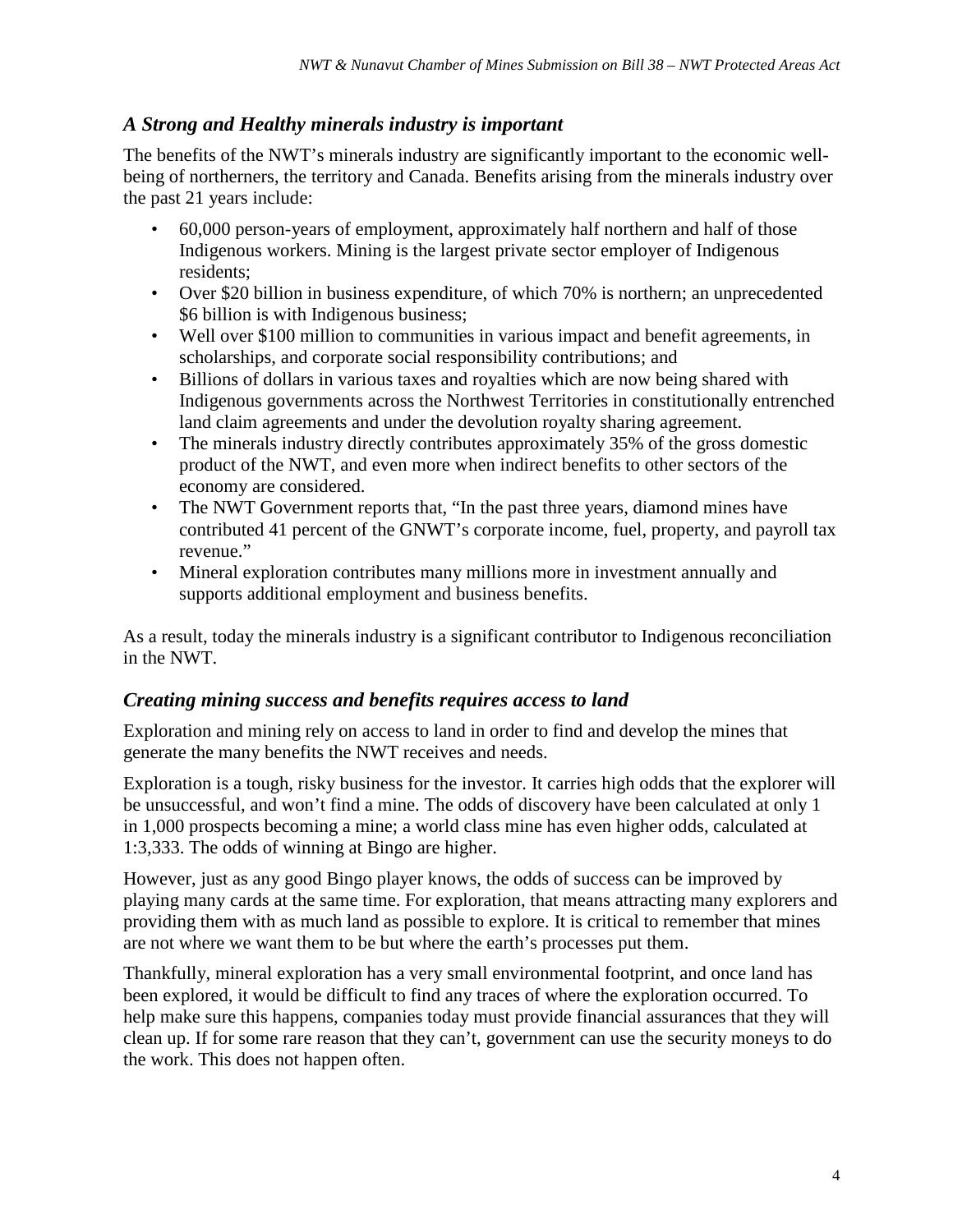### *A Strong and Healthy minerals industry is important*

The benefits of the NWT's minerals industry are significantly important to the economic well-being of northerners, the territory and Canada. Benefits arising from the minerals industry over the past 21 years include:

- 60,000 person-years of employment, approximately half northern and half of those Indigenous workers. Mining is the largest private sector employer of Indigenous residents;
- Over $20 billion in business expenditure, of which 70% is northern; an unprecedented $6 billion is with Indigenous business;
- Well over $100 million to communities in various impact and benefit agreements, in scholarships, and corporate social responsibility contributions; and
- Billions of dollars in various taxes and royalties which are now being shared with Indigenous governments across the Northwest Territories in constitutionally entrenched land claim agreements and under the devolution royalty sharing agreement.
- The minerals industry directly contributes approximately 35% of the gross domestic product of the NWT, and even more when indirect benefits to other sectors of the economy are considered.
- The NWT Government reports that, "In the past three years, diamond mines have contributed 41 percent of the GNWT's corporate income, fuel, property, and payroll tax revenue."
- Mineral exploration contributes many millions more in investment annually and supports additional employment and business benefits.

As a result, today the minerals industry is a significant contributor to Indigenous reconciliation in the NWT.

### *Creating mining success and benefits requires access to land*

Exploration and mining rely on access to land in order to find and develop the mines that generate the many benefits the NWT receives and needs.

Exploration is a tough, risky business for the investor. It carries high odds that the explorer will be unsuccessful, and won't find a mine. The odds of discovery have been calculated at only 1 in 1,000 prospects becoming a mine; a world class mine has even higher odds, calculated at 1:3,333. The odds of winning at Bingo are higher.

However, just as any good Bingo player knows, the odds of success can be improved by playing many cards at the same time. For exploration, that means attracting many explorers and providing them with as much land as possible to explore. It is critical to remember that mines are not where we want them to be but where the earth's processes put them.

Thankfully, mineral exploration has a very small environmental footprint, and once land has been explored, it would be difficult to find any traces of where the exploration occurred. To help make sure this happens, companies today must provide financial assurances that they will clean up. If for some rare reason that they can't, government can use the security moneys to do the work. This does not happen often.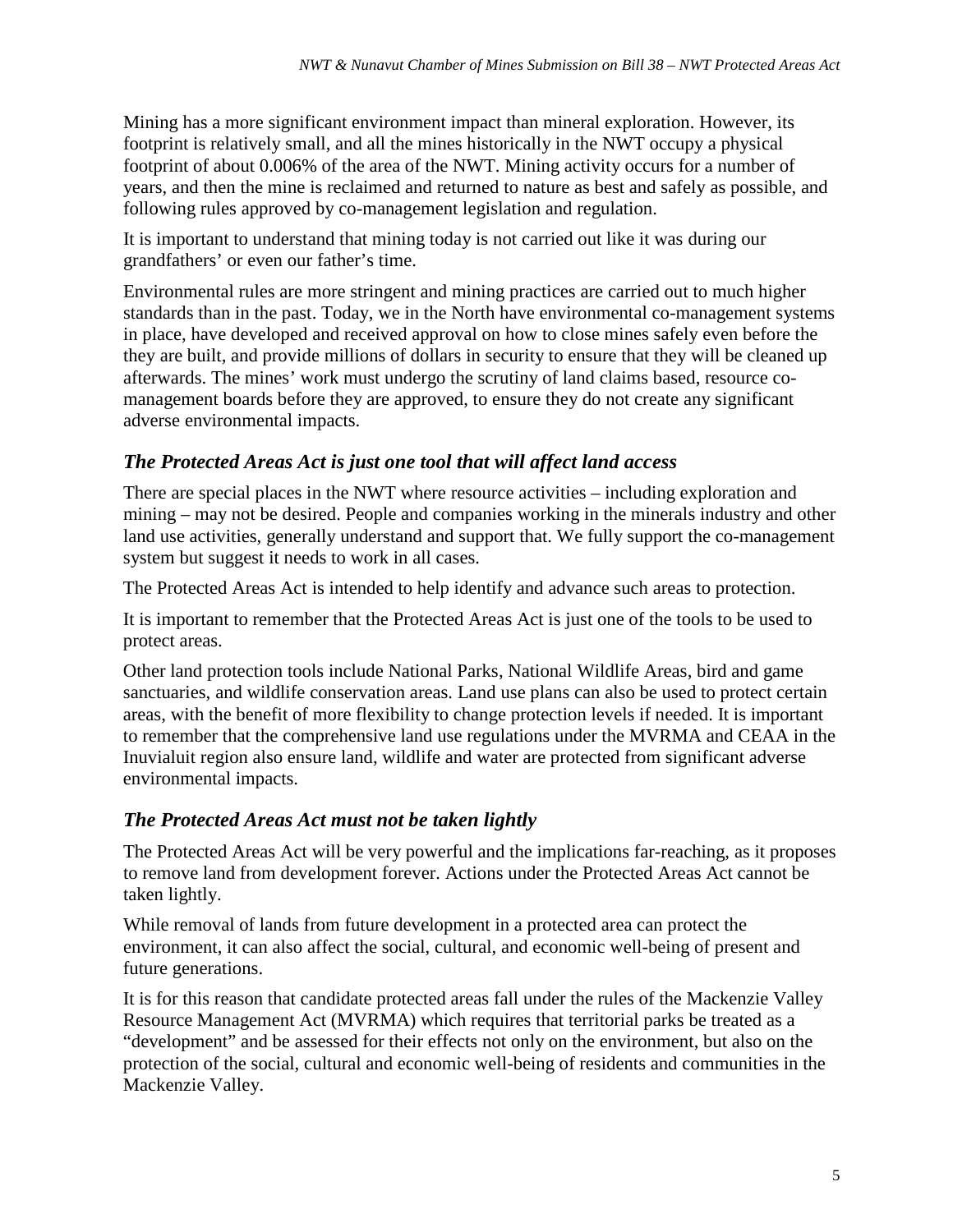Mining has a more significant environment impact than mineral exploration. However, its footprint is relatively small, and all the mines historically in the NWT occupy a physical footprint of about 0.006% of the area of the NWT. Mining activity occurs for a number of years, and then the mine is reclaimed and returned to nature as best and safely as possible, and following rules approved by co-management legislation and regulation.

It is important to understand that mining today is not carried out like it was during our grandfathers' or even our father's time.

Environmental rules are more stringent and mining practices are carried out to much higher standards than in the past. Today, we in the North have environmental co-management systems in place, have developed and received approval on how to close mines safely even before the they are built, and provide millions of dollars in security to ensure that they will be cleaned up afterwards. The mines' work must undergo the scrutiny of land claims based, resource co-management boards before they are approved, to ensure they do not create any significant adverse environmental impacts.

## *The Protected Areas Act is just one tool that will affect land access*

There are special places in the NWT where resource activities – including exploration and mining – may not be desired. People and companies working in the minerals industry and other land use activities, generally understand and support that. We fully support the co-management system but suggest it needs to work in all cases.

The Protected Areas Act is intended to help identify and advance such areas to protection.

It is important to remember that the Protected Areas Act is just one of the tools to be used to protect areas.

Other land protection tools include National Parks, National Wildlife Areas, bird and game sanctuaries, and wildlife conservation areas. Land use plans can also be used to protect certain areas, with the benefit of more flexibility to change protection levels if needed. It is important to remember that the comprehensive land use regulations under the MVRMA and CEAA in the Inuvialuit region also ensure land, wildlife and water are protected from significant adverse environmental impacts.

## *The Protected Areas Act must not be taken lightly*

The Protected Areas Act will be very powerful and the implications far-reaching, as it proposes to remove land from development forever. Actions under the Protected Areas Act cannot be taken lightly.

While removal of lands from future development in a protected area can protect the environment, it can also affect the social, cultural, and economic well-being of present and future generations.

It is for this reason that candidate protected areas fall under the rules of the Mackenzie Valley Resource Management Act (MVRMA) which requires that territorial parks be treated as a "development" and be assessed for their effects not only on the environment, but also on the protection of the social, cultural and economic well-being of residents and communities in the Mackenzie Valley.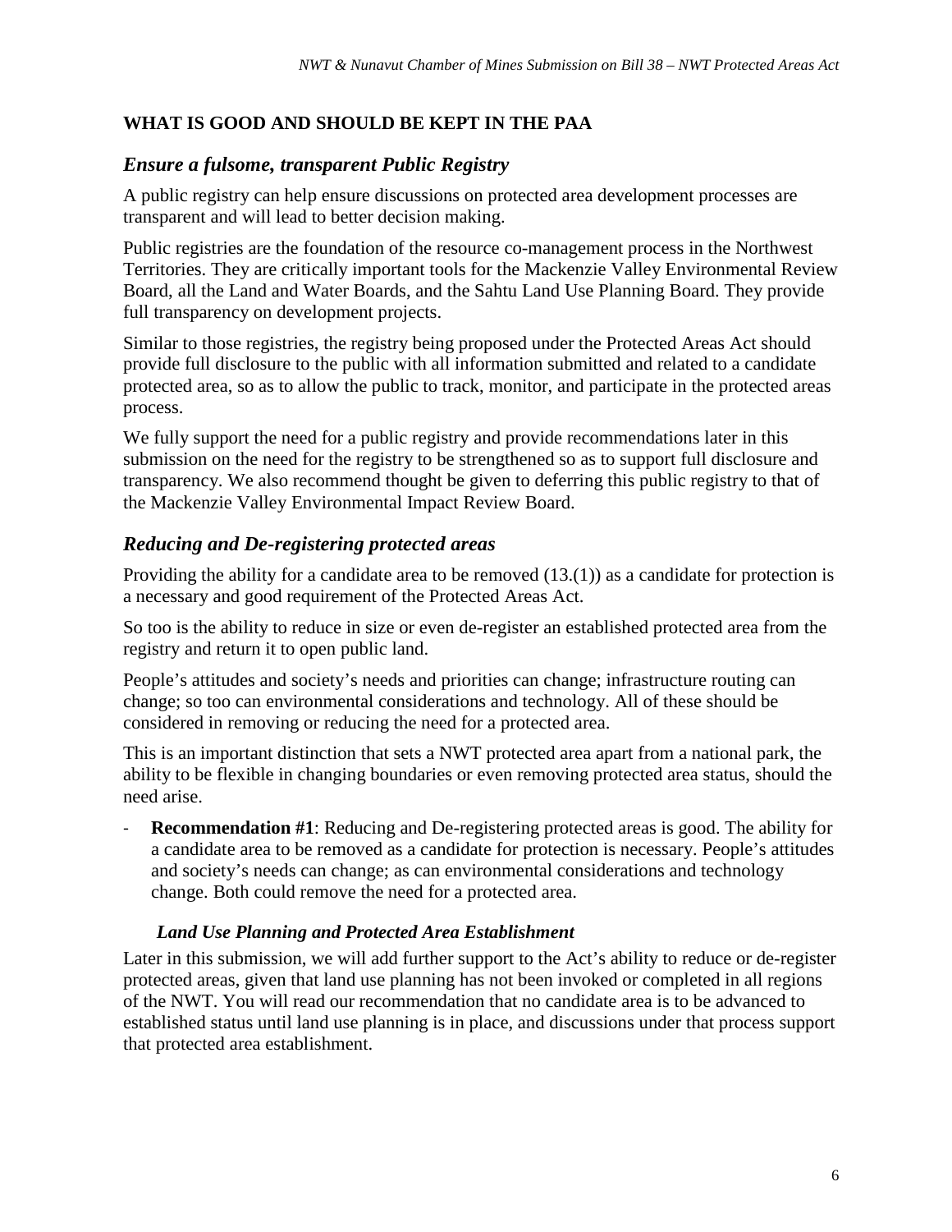## WHAT IS GOOD AND SHOULD BE KEPT IN THE PAA

### *Ensure a fulsome, transparent Public Registry*

A public registry can help ensure discussions on protected area development processes are transparent and will lead to better decision making.

Public registries are the foundation of the resource co-management process in the Northwest Territories. They are critically important tools for the Mackenzie Valley Environmental Review Board, all the Land and Water Boards, and the Sahtu Land Use Planning Board. They provide full transparency on development projects.

Similar to those registries, the registry being proposed under the Protected Areas Act should provide full disclosure to the public with all information submitted and related to a candidate protected area, so as to allow the public to track, monitor, and participate in the protected areas process.

We fully support the need for a public registry and provide recommendations later in this submission on the need for the registry to be strengthened so as to support full disclosure and transparency. We also recommend thought be given to deferring this public registry to that of the Mackenzie Valley Environmental Impact Review Board.

### *Reducing and De-registering protected areas*

Providing the ability for a candidate area to be removed (13.(1)) as a candidate for protection is a necessary and good requirement of the Protected Areas Act.

So too is the ability to reduce in size or even de-register an established protected area from the registry and return it to open public land.

People's attitudes and society's needs and priorities can change; infrastructure routing can change; so too can environmental considerations and technology. All of these should be considered in removing or reducing the need for a protected area.

This is an important distinction that sets a NWT protected area apart from a national park, the ability to be flexible in changing boundaries or even removing protected area status, should the need arise.

- **Recommendation #1**: Reducing and De-registering protected areas is good. The ability for a candidate area to be removed as a candidate for protection is necessary. People's attitudes and society's needs can change; as can environmental considerations and technology change. Both could remove the need for a protected area.

#### *Land Use Planning and Protected Area Establishment*

Later in this submission, we will add further support to the Act's ability to reduce or de-register protected areas, given that land use planning has not been invoked or completed in all regions of the NWT. You will read our recommendation that no candidate area is to be advanced to established status until land use planning is in place, and discussions under that process support that protected area establishment.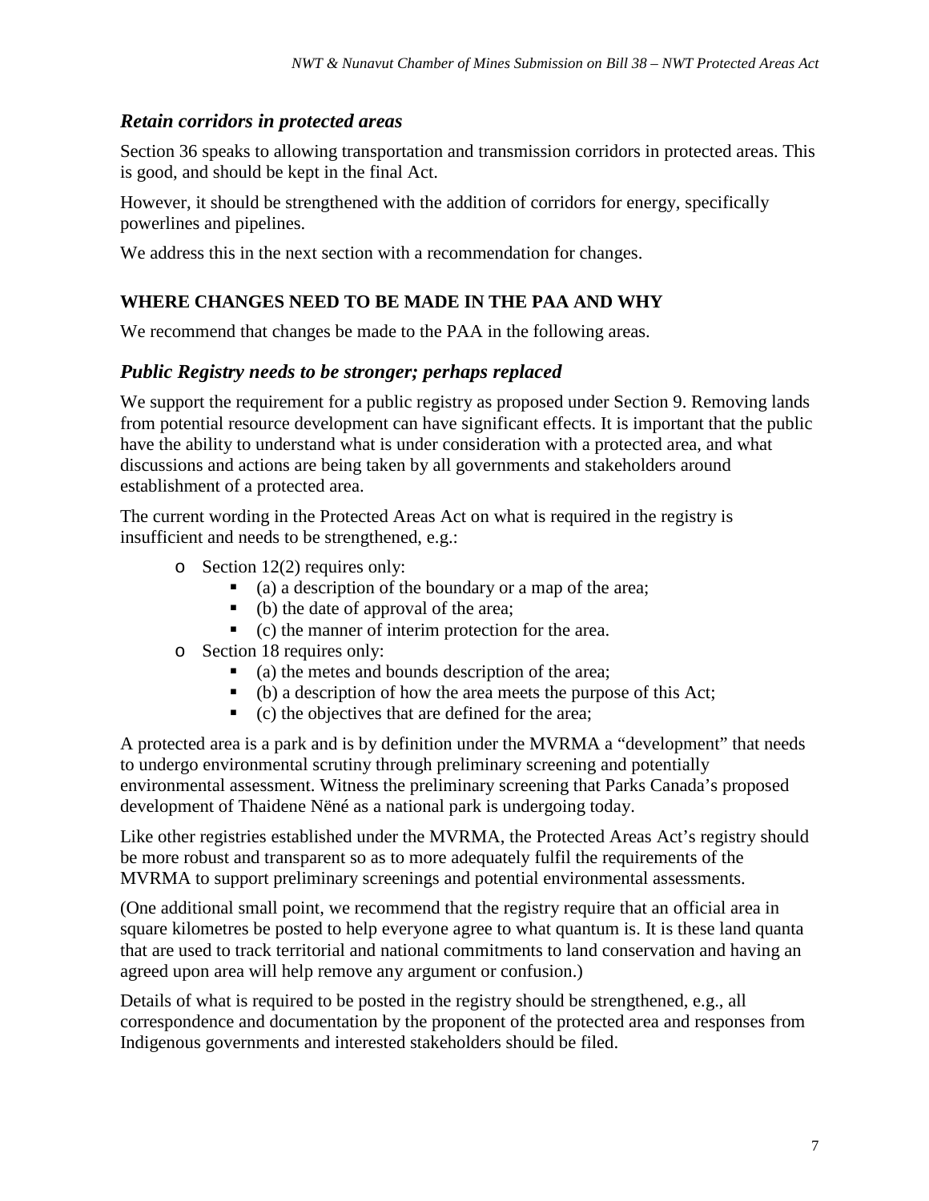### *Retain corridors in protected areas*

Section 36 speaks to allowing transportation and transmission corridors in protected areas. This is good, and should be kept in the final Act.

However, it should be strengthened with the addition of corridors for energy, specifically powerlines and pipelines.

We address this in the next section with a recommendation for changes.

## WHERE CHANGES NEED TO BE MADE IN THE PAA AND WHY

We recommend that changes be made to the PAA in the following areas.

### *Public Registry needs to be stronger; perhaps replaced*

We support the requirement for a public registry as proposed under Section 9. Removing lands from potential resource development can have significant effects. It is important that the public have the ability to understand what is under consideration with a protected area, and what discussions and actions are being taken by all governments and stakeholders around establishment of a protected area.

The current wording in the Protected Areas Act on what is required in the registry is insufficient and needs to be strengthened, e.g.:

- Section 12(2) requires only:
  - (a) a description of the boundary or a map of the area;
  - (b) the date of approval of the area;
  - (c) the manner of interim protection for the area.
- Section 18 requires only:
  - (a) the metes and bounds description of the area;
  - (b) a description of how the area meets the purpose of this Act;
  - (c) the objectives that are defined for the area;

A protected area is a park and is by definition under the MVRMA a "development" that needs to undergo environmental scrutiny through preliminary screening and potentially environmental assessment. Witness the preliminary screening that Parks Canada's proposed development of Thaidene Nëné as a national park is undergoing today.

Like other registries established under the MVRMA, the Protected Areas Act's registry should be more robust and transparent so as to more adequately fulfil the requirements of the MVRMA to support preliminary screenings and potential environmental assessments.

(One additional small point, we recommend that the registry require that an official area in square kilometres be posted to help everyone agree to what quantum is. It is these land quanta that are used to track territorial and national commitments to land conservation and having an agreed upon area will help remove any argument or confusion.)

Details of what is required to be posted in the registry should be strengthened, e.g., all correspondence and documentation by the proponent of the protected area and responses from Indigenous governments and interested stakeholders should be filed.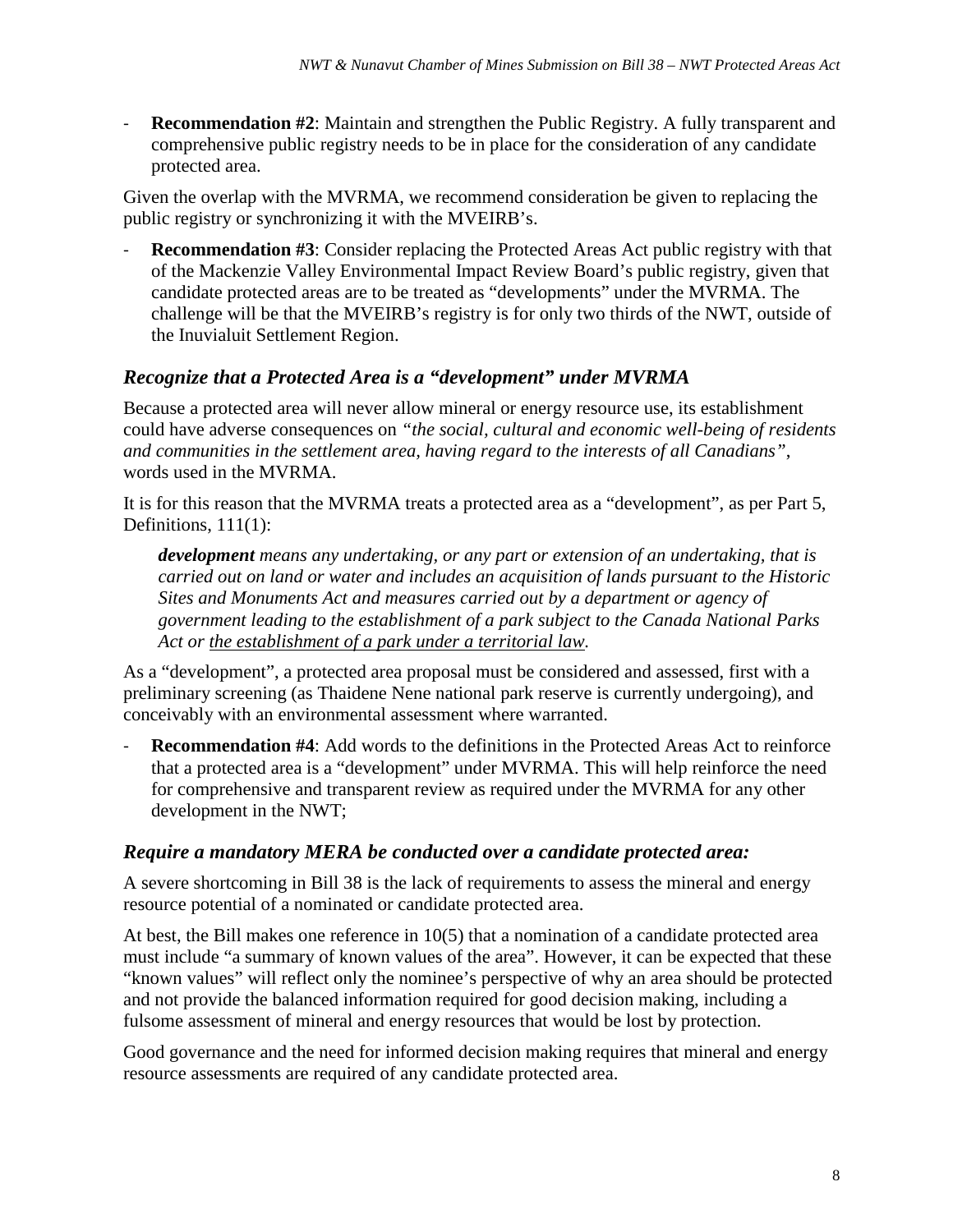- **Recommendation #2**: Maintain and strengthen the Public Registry. A fully transparent and comprehensive public registry needs to be in place for the consideration of any candidate protected area.

Given the overlap with the MVRMA, we recommend consideration be given to replacing the public registry or synchronizing it with the MVEIRB's.

- **Recommendation #3**: Consider replacing the Protected Areas Act public registry with that of the Mackenzie Valley Environmental Impact Review Board's public registry, given that candidate protected areas are to be treated as "developments" under the MVRMA. The challenge will be that the MVEIRB's registry is for only two thirds of the NWT, outside of the Inuvialuit Settlement Region.

### *Recognize that a Protected Area is a "development" under MVRMA*

Because a protected area will never allow mineral or energy resource use, its establishment could have adverse consequences on *"the social, cultural and economic well-being of residents and communities in the settlement area, having regard to the interests of all Canadians"*, words used in the MVRMA.

It is for this reason that the MVRMA treats a protected area as a "development", as per Part 5, Definitions, 111(1):

> ***development*** *means any undertaking, or any part or extension of an undertaking, that is carried out on land or water and includes an acquisition of lands pursuant to the Historic Sites and Monuments Act and measures carried out by a department or agency of government leading to the establishment of a park subject to the Canada National Parks Act or <u>the establishment of a park under a territorial law</u>.*

As a "development", a protected area proposal must be considered and assessed, first with a preliminary screening (as Thaidene Nene national park reserve is currently undergoing), and conceivably with an environmental assessment where warranted.

- **Recommendation #4**: Add words to the definitions in the Protected Areas Act to reinforce that a protected area is a "development" under MVRMA. This will help reinforce the need for comprehensive and transparent review as required under the MVRMA for any other development in the NWT;

### *Require a mandatory MERA be conducted over a candidate protected area:*

A severe shortcoming in Bill 38 is the lack of requirements to assess the mineral and energy resource potential of a nominated or candidate protected area.

At best, the Bill makes one reference in 10(5) that a nomination of a candidate protected area must include "a summary of known values of the area". However, it can be expected that these "known values" will reflect only the nominee's perspective of why an area should be protected and not provide the balanced information required for good decision making, including a fulsome assessment of mineral and energy resources that would be lost by protection.

Good governance and the need for informed decision making requires that mineral and energy resource assessments are required of any candidate protected area.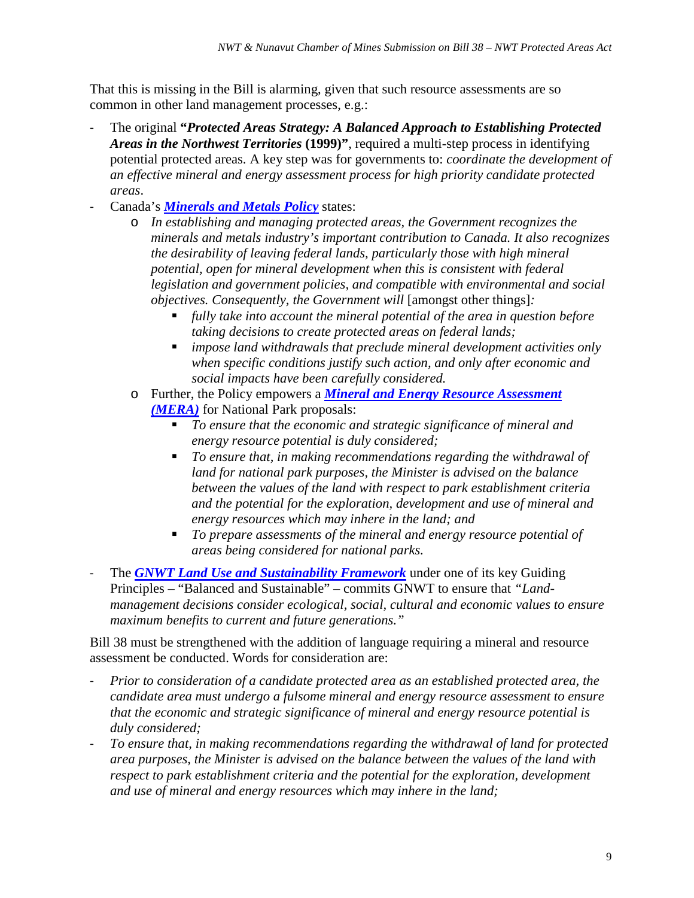That this is missing in the Bill is alarming, given that such resource assessments are so common in other land management processes, e.g.:

- The original ***"Protected Areas Strategy: A Balanced Approach to Establishing Protected Areas in the Northwest Territories* (1999)"**, required a multi-step process in identifying potential protected areas. A key step was for governments to: *coordinate the development of an effective mineral and energy assessment process for high priority candidate protected areas*.
- Canada's ***Minerals and Metals Policy*** states:
  - *In establishing and managing protected areas, the Government recognizes the minerals and metals industry's important contribution to Canada. It also recognizes the desirability of leaving federal lands, particularly those with high mineral potential, open for mineral development when this is consistent with federal legislation and government policies, and compatible with environmental and social objectives. Consequently, the Government will* [amongst other things]*:*
    - *fully take into account the mineral potential of the area in question before taking decisions to create protected areas on federal lands;*
    - *impose land withdrawals that preclude mineral development activities only when specific conditions justify such action, and only after economic and social impacts have been carefully considered.*
  - Further, the Policy empowers a ***Mineral and Energy Resource Assessment (MERA)*** for National Park proposals:
    - *To ensure that the economic and strategic significance of mineral and energy resource potential is duly considered;*
    - *To ensure that, in making recommendations regarding the withdrawal of land for national park purposes, the Minister is advised on the balance between the values of the land with respect to park establishment criteria and the potential for the exploration, development and use of mineral and energy resources which may inhere in the land; and*
    - *To prepare assessments of the mineral and energy resource potential of areas being considered for national parks.*
- The ***GNWT Land Use and Sustainability Framework*** under one of its key Guiding Principles – "Balanced and Sustainable" – commits GNWT to ensure that *"Land-management decisions consider ecological, social, cultural and economic values to ensure maximum benefits to current and future generations."*

Bill 38 must be strengthened with the addition of language requiring a mineral and resource assessment be conducted. Words for consideration are:

- *Prior to consideration of a candidate protected area as an established protected area, the candidate area must undergo a fulsome mineral and energy resource assessment to ensure that the economic and strategic significance of mineral and energy resource potential is duly considered;*
- *To ensure that, in making recommendations regarding the withdrawal of land for protected area purposes, the Minister is advised on the balance between the values of the land with respect to park establishment criteria and the potential for the exploration, development and use of mineral and energy resources which may inhere in the land;*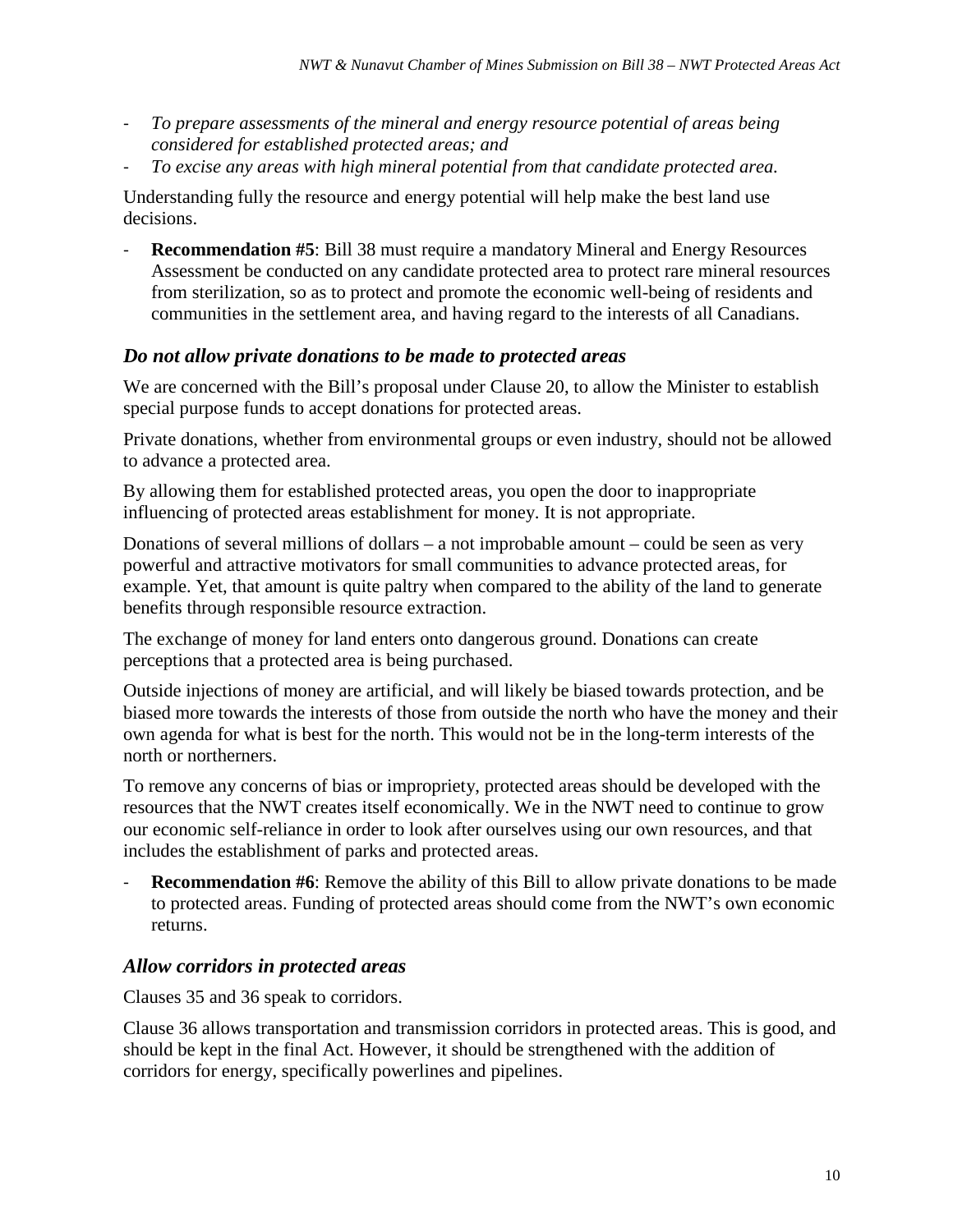- *To prepare assessments of the mineral and energy resource potential of areas being considered for established protected areas; and*
- *To excise any areas with high mineral potential from that candidate protected area.*

Understanding fully the resource and energy potential will help make the best land use decisions.

- **Recommendation #5**: Bill 38 must require a mandatory Mineral and Energy Resources Assessment be conducted on any candidate protected area to protect rare mineral resources from sterilization, so as to protect and promote the economic well-being of residents and communities in the settlement area, and having regard to the interests of all Canadians.

## *Do not allow private donations to be made to protected areas*

We are concerned with the Bill's proposal under Clause 20, to allow the Minister to establish special purpose funds to accept donations for protected areas.

Private donations, whether from environmental groups or even industry, should not be allowed to advance a protected area.

By allowing them for established protected areas, you open the door to inappropriate influencing of protected areas establishment for money. It is not appropriate.

Donations of several millions of dollars – a not improbable amount – could be seen as very powerful and attractive motivators for small communities to advance protected areas, for example. Yet, that amount is quite paltry when compared to the ability of the land to generate benefits through responsible resource extraction.

The exchange of money for land enters onto dangerous ground. Donations can create perceptions that a protected area is being purchased.

Outside injections of money are artificial, and will likely be biased towards protection, and be biased more towards the interests of those from outside the north who have the money and their own agenda for what is best for the north. This would not be in the long-term interests of the north or northerners.

To remove any concerns of bias or impropriety, protected areas should be developed with the resources that the NWT creates itself economically. We in the NWT need to continue to grow our economic self-reliance in order to look after ourselves using our own resources, and that includes the establishment of parks and protected areas.

- **Recommendation #6**: Remove the ability of this Bill to allow private donations to be made to protected areas. Funding of protected areas should come from the NWT's own economic returns.

## *Allow corridors in protected areas*

Clauses 35 and 36 speak to corridors.

Clause 36 allows transportation and transmission corridors in protected areas. This is good, and should be kept in the final Act. However, it should be strengthened with the addition of corridors for energy, specifically powerlines and pipelines.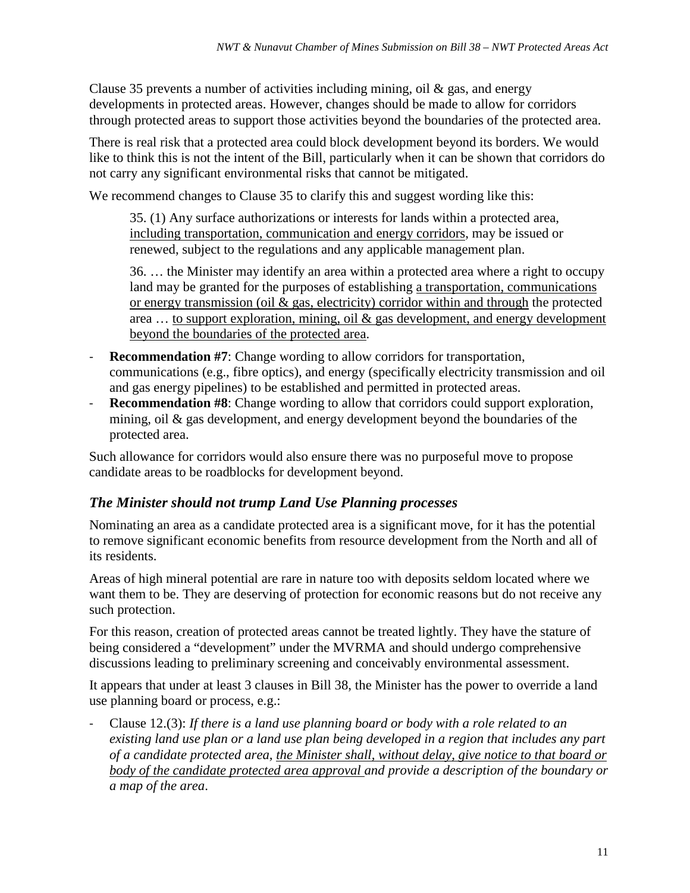Clause 35 prevents a number of activities including mining, oil & gas, and energy developments in protected areas. However, changes should be made to allow for corridors through protected areas to support those activities beyond the boundaries of the protected area.

There is real risk that a protected area could block development beyond its borders. We would like to think this is not the intent of the Bill, particularly when it can be shown that corridors do not carry any significant environmental risks that cannot be mitigated.

We recommend changes to Clause 35 to clarify this and suggest wording like this:

> 35. (1) Any surface authorizations or interests for lands within a protected area, <u>including transportation, communication and energy corridors</u>, may be issued or renewed, subject to the regulations and any applicable management plan.
>
> 36. … the Minister may identify an area within a protected area where a right to occupy land may be granted for the purposes of establishing <u>a transportation, communications or energy transmission (oil & gas, electricity) corridor within and through</u> the protected area … <u>to support exploration, mining, oil & gas development, and energy development beyond the boundaries of the protected area</u>.

- **Recommendation #7**: Change wording to allow corridors for transportation, communications (e.g., fibre optics), and energy (specifically electricity transmission and oil and gas energy pipelines) to be established and permitted in protected areas.
- **Recommendation #8**: Change wording to allow that corridors could support exploration, mining, oil & gas development, and energy development beyond the boundaries of the protected area.

Such allowance for corridors would also ensure there was no purposeful move to propose candidate areas to be roadblocks for development beyond.

## *The Minister should not trump Land Use Planning processes*

Nominating an area as a candidate protected area is a significant move, for it has the potential to remove significant economic benefits from resource development from the North and all of its residents.

Areas of high mineral potential are rare in nature too with deposits seldom located where we want them to be. They are deserving of protection for economic reasons but do not receive any such protection.

For this reason, creation of protected areas cannot be treated lightly. They have the stature of being considered a "development" under the MVRMA and should undergo comprehensive discussions leading to preliminary screening and conceivably environmental assessment.

It appears that under at least 3 clauses in Bill 38, the Minister has the power to override a land use planning board or process, e.g.:

- Clause 12.(3): *If there is a land use planning board or body with a role related to an existing land use plan or a land use plan being developed in a region that includes any part of a candidate protected area, <u>the Minister shall, without delay, give notice to that board or body of the candidate protected area approval</u> and provide a description of the boundary or a map of the area*.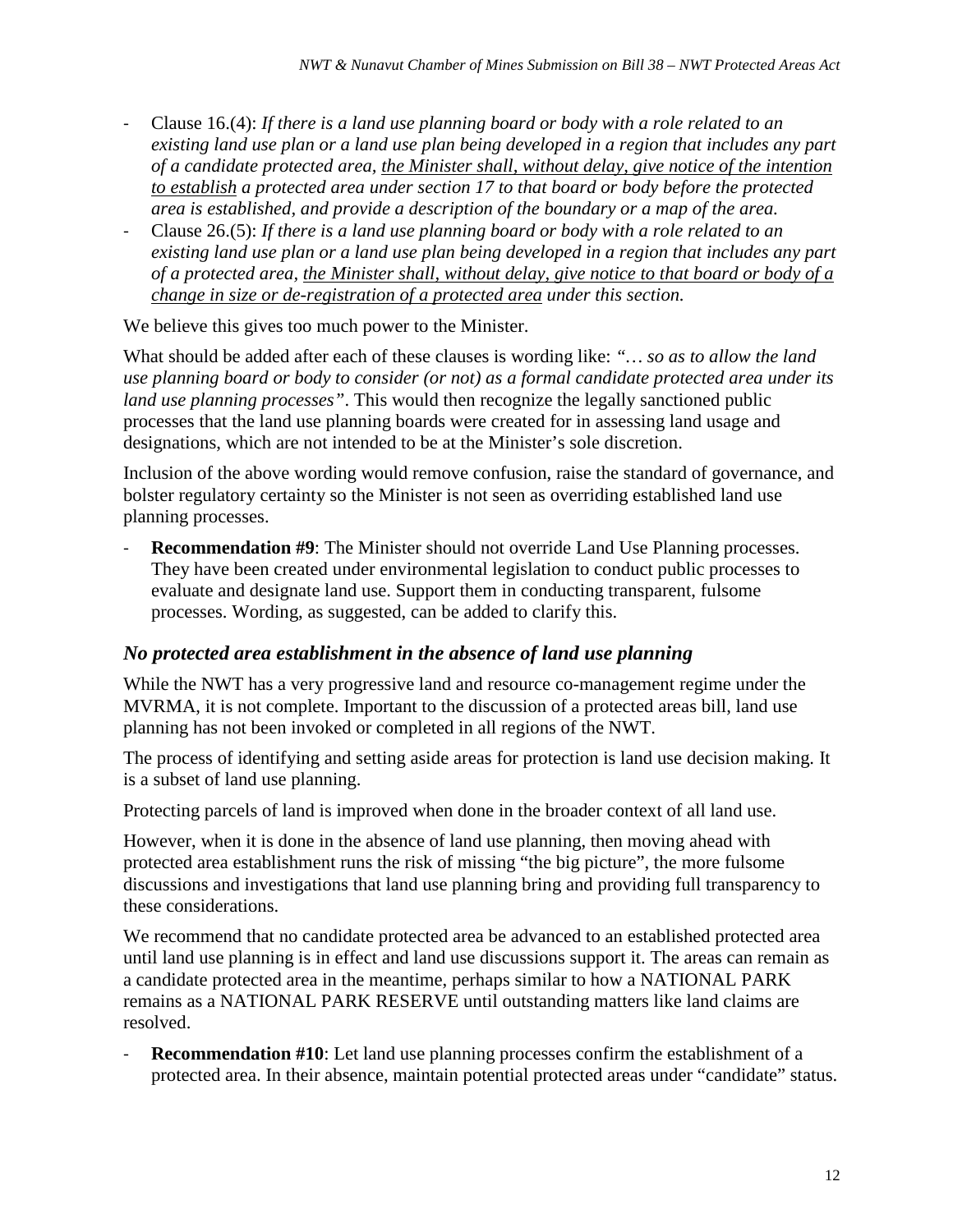- Clause 16.(4): *If there is a land use planning board or body with a role related to an existing land use plan or a land use plan being developed in a region that includes any part of a candidate protected area, <u>the Minister shall, without delay, give notice of the intention to establish</u> a protected area under section 17 to that board or body before the protected area is established, and provide a description of the boundary or a map of the area.*
- Clause 26.(5): *If there is a land use planning board or body with a role related to an existing land use plan or a land use plan being developed in a region that includes any part of a protected area, <u>the Minister shall, without delay, give notice to that board or body of a change in size or de-registration of a protected area</u> under this section.*

We believe this gives too much power to the Minister.

What should be added after each of these clauses is wording like: *"… so as to allow the land use planning board or body to consider (or not) as a formal candidate protected area under its land use planning processes"*. This would then recognize the legally sanctioned public processes that the land use planning boards were created for in assessing land usage and designations, which are not intended to be at the Minister's sole discretion.

Inclusion of the above wording would remove confusion, raise the standard of governance, and bolster regulatory certainty so the Minister is not seen as overriding established land use planning processes.

- **Recommendation #9**: The Minister should not override Land Use Planning processes. They have been created under environmental legislation to conduct public processes to evaluate and designate land use. Support them in conducting transparent, fulsome processes. Wording, as suggested, can be added to clarify this.

### *No protected area establishment in the absence of land use planning*

While the NWT has a very progressive land and resource co-management regime under the MVRMA, it is not complete. Important to the discussion of a protected areas bill, land use planning has not been invoked or completed in all regions of the NWT.

The process of identifying and setting aside areas for protection is land use decision making. It is a subset of land use planning.

Protecting parcels of land is improved when done in the broader context of all land use.

However, when it is done in the absence of land use planning, then moving ahead with protected area establishment runs the risk of missing "the big picture", the more fulsome discussions and investigations that land use planning bring and providing full transparency to these considerations.

We recommend that no candidate protected area be advanced to an established protected area until land use planning is in effect and land use discussions support it. The areas can remain as a candidate protected area in the meantime, perhaps similar to how a NATIONAL PARK remains as a NATIONAL PARK RESERVE until outstanding matters like land claims are resolved.

- **Recommendation #10**: Let land use planning processes confirm the establishment of a protected area. In their absence, maintain potential protected areas under "candidate" status.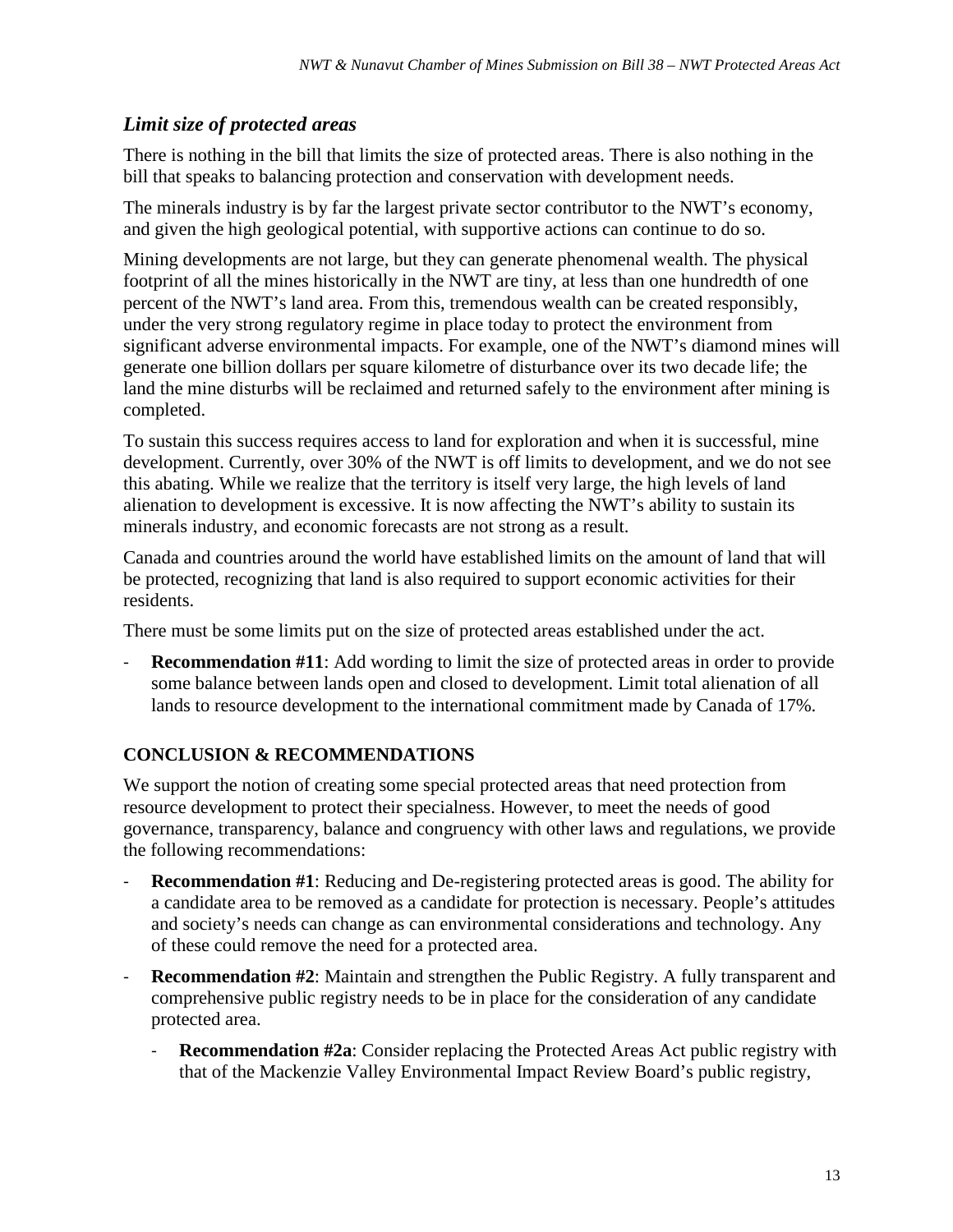### *Limit size of protected areas*

There is nothing in the bill that limits the size of protected areas. There is also nothing in the bill that speaks to balancing protection and conservation with development needs.

The minerals industry is by far the largest private sector contributor to the NWT's economy, and given the high geological potential, with supportive actions can continue to do so.

Mining developments are not large, but they can generate phenomenal wealth. The physical footprint of all the mines historically in the NWT are tiny, at less than one hundredth of one percent of the NWT's land area. From this, tremendous wealth can be created responsibly, under the very strong regulatory regime in place today to protect the environment from significant adverse environmental impacts. For example, one of the NWT's diamond mines will generate one billion dollars per square kilometre of disturbance over its two decade life; the land the mine disturbs will be reclaimed and returned safely to the environment after mining is completed.

To sustain this success requires access to land for exploration and when it is successful, mine development. Currently, over 30% of the NWT is off limits to development, and we do not see this abating. While we realize that the territory is itself very large, the high levels of land alienation to development is excessive. It is now affecting the NWT's ability to sustain its minerals industry, and economic forecasts are not strong as a result.

Canada and countries around the world have established limits on the amount of land that will be protected, recognizing that land is also required to support economic activities for their residents.

There must be some limits put on the size of protected areas established under the act.

- **Recommendation #11**: Add wording to limit the size of protected areas in order to provide some balance between lands open and closed to development. Limit total alienation of all lands to resource development to the international commitment made by Canada of 17%.

## CONCLUSION & RECOMMENDATIONS

We support the notion of creating some special protected areas that need protection from resource development to protect their specialness. However, to meet the needs of good governance, transparency, balance and congruency with other laws and regulations, we provide the following recommendations:

- **Recommendation #1**: Reducing and De-registering protected areas is good. The ability for a candidate area to be removed as a candidate for protection is necessary. People's attitudes and society's needs can change as can environmental considerations and technology. Any of these could remove the need for a protected area.
- **Recommendation #2**: Maintain and strengthen the Public Registry. A fully transparent and comprehensive public registry needs to be in place for the consideration of any candidate protected area.
  - **Recommendation #2a**: Consider replacing the Protected Areas Act public registry with that of the Mackenzie Valley Environmental Impact Review Board's public registry,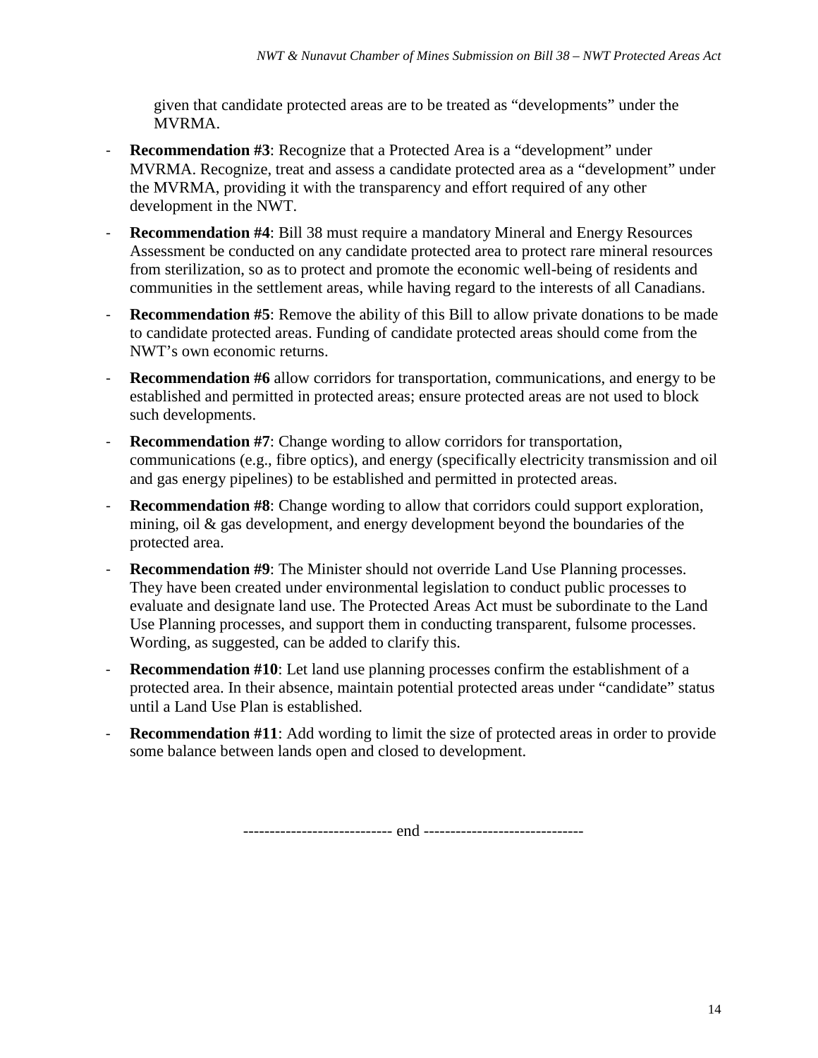given that candidate protected areas are to be treated as "developments" under the MVRMA.

- **Recommendation #3**: Recognize that a Protected Area is a "development" under MVRMA. Recognize, treat and assess a candidate protected area as a "development" under the MVRMA, providing it with the transparency and effort required of any other development in the NWT.
- **Recommendation #4**: Bill 38 must require a mandatory Mineral and Energy Resources Assessment be conducted on any candidate protected area to protect rare mineral resources from sterilization, so as to protect and promote the economic well-being of residents and communities in the settlement areas, while having regard to the interests of all Canadians.
- **Recommendation #5**: Remove the ability of this Bill to allow private donations to be made to candidate protected areas. Funding of candidate protected areas should come from the NWT's own economic returns.
- **Recommendation #6** allow corridors for transportation, communications, and energy to be established and permitted in protected areas; ensure protected areas are not used to block such developments.
- **Recommendation #7**: Change wording to allow corridors for transportation, communications (e.g., fibre optics), and energy (specifically electricity transmission and oil and gas energy pipelines) to be established and permitted in protected areas.
- **Recommendation #8**: Change wording to allow that corridors could support exploration, mining, oil & gas development, and energy development beyond the boundaries of the protected area.
- **Recommendation #9**: The Minister should not override Land Use Planning processes. They have been created under environmental legislation to conduct public processes to evaluate and designate land use. The Protected Areas Act must be subordinate to the Land Use Planning processes, and support them in conducting transparent, fulsome processes. Wording, as suggested, can be added to clarify this.
- **Recommendation #10**: Let land use planning processes confirm the establishment of a protected area. In their absence, maintain potential protected areas under "candidate" status until a Land Use Plan is established.
- **Recommendation #11**: Add wording to limit the size of protected areas in order to provide some balance between lands open and closed to development.

---------------------------- end ------------------------------